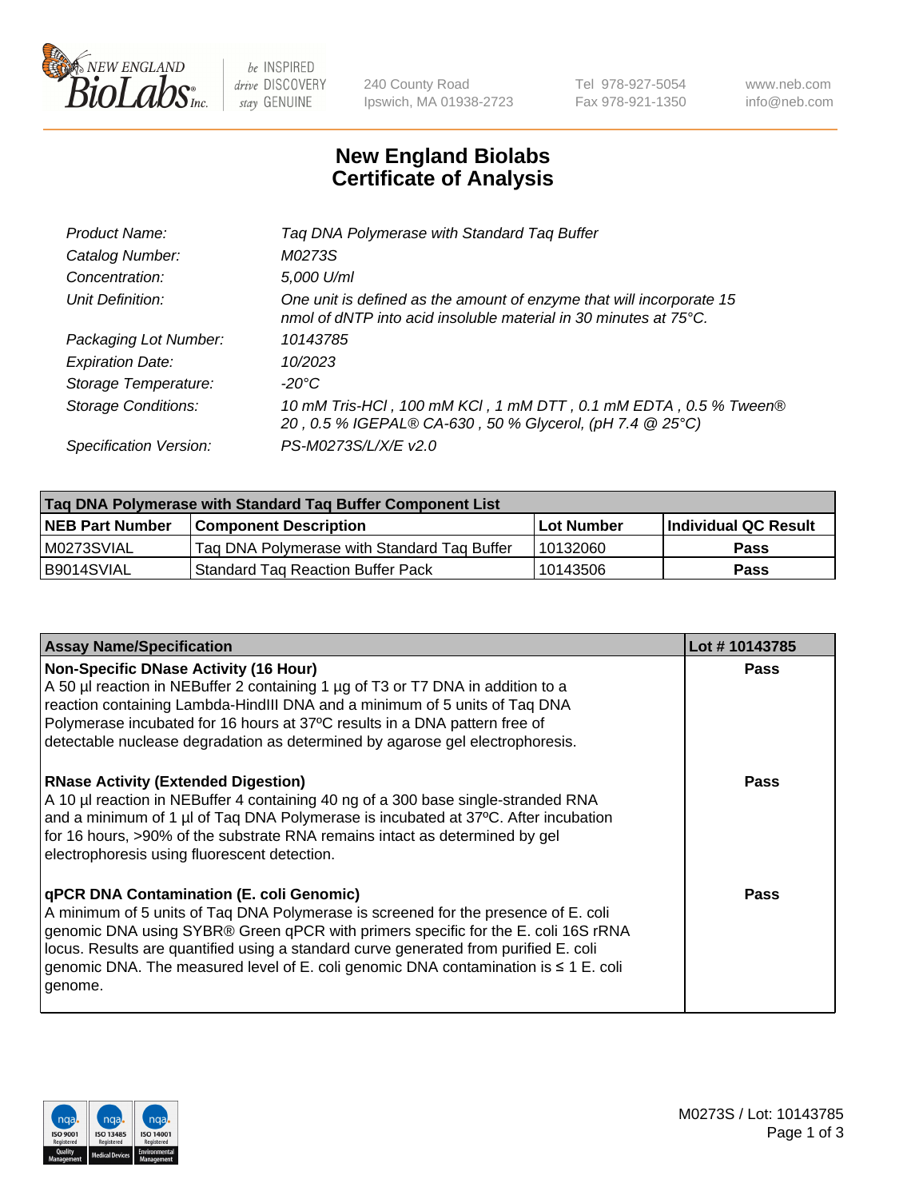# New England Biolabs Certificate of Analysis

| | |
|---|---|
| *Product Name:* | *Taq DNA Polymerase with Standard Taq Buffer* |
| *Catalog Number:* | *M0273S* |
| *Concentration:* | *5,000 U/ml* |
| *Unit Definition:* | *One unit is defined as the amount of enzyme that will incorporate 15 nmol of dNTP into acid insoluble material in 30 minutes at 75°C.* |
| *Packaging Lot Number:* | *10143785* |
| *Expiration Date:* | *10/2023* |
| *Storage Temperature:* | *-20°C* |
| *Storage Conditions:* | *10 mM Tris-HCl , 100 mM KCl , 1 mM DTT , 0.1 mM EDTA , 0.5 % Tween® 20 , 0.5 % IGEPAL® CA-630 , 50 % Glycerol, (pH 7.4 @ 25°C)* |
| *Specification Version:* | *PS-M0273S/L/X/E v2.0* |

| **Taq DNA Polymerase with Standard Taq Buffer Component List** | | | |
|---|---|---|---|
| **NEB Part Number** | **Component Description** | **Lot Number** | **Individual QC Result** |
| M0273SVIAL | Taq DNA Polymerase with Standard Taq Buffer | 10132060 | **Pass** |
| B9014SVIAL | Standard Taq Reaction Buffer Pack | 10143506 | **Pass** |

| **Assay Name/Specification** | **Lot # 10143785** |
|---|---|
| **Non-Specific DNase Activity (16 Hour)**<br>A 50 µl reaction in NEBuffer 2 containing 1 µg of T3 or T7 DNA in addition to a reaction containing Lambda-HindIII DNA and a minimum of 5 units of Taq DNA Polymerase incubated for 16 hours at 37ºC results in a DNA pattern free of detectable nuclease degradation as determined by agarose gel electrophoresis. | **Pass** |
| **RNase Activity (Extended Digestion)**<br>A 10 µl reaction in NEBuffer 4 containing 40 ng of a 300 base single-stranded RNA and a minimum of 1 µl of Taq DNA Polymerase is incubated at 37ºC. After incubation for 16 hours, >90% of the substrate RNA remains intact as determined by gel electrophoresis using fluorescent detection. | **Pass** |
| **qPCR DNA Contamination (E. coli Genomic)**<br>A minimum of 5 units of Taq DNA Polymerase is screened for the presence of E. coli genomic DNA using SYBR® Green qPCR with primers specific for the E. coli 16S rRNA locus. Results are quantified using a standard curve generated from purified E. coli genomic DNA. The measured level of E. coli genomic DNA contamination is ≤ 1 E. coli genome. | **Pass** |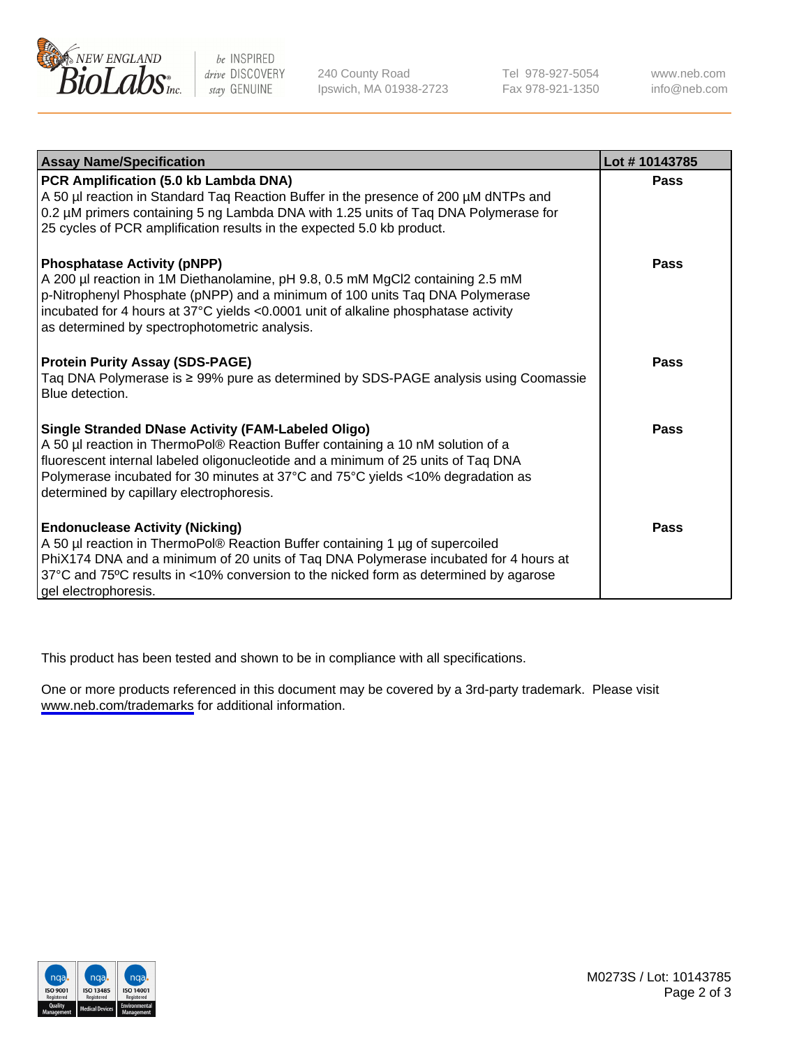| Assay Name/Specification | Lot # 10143785 |
| --- | --- |
| **PCR Amplification (5.0 kb Lambda DNA)**<br>A 50 µl reaction in Standard Taq Reaction Buffer in the presence of 200 µM dNTPs and 0.2 µM primers containing 5 ng Lambda DNA with 1.25 units of Taq DNA Polymerase for 25 cycles of PCR amplification results in the expected 5.0 kb product. | **Pass** |
| **Phosphatase Activity (pNPP)**<br>A 200 µl reaction in 1M Diethanolamine, pH 9.8, 0.5 mM $MgCl_2$ containing 2.5 mM p-Nitrophenyl Phosphate (pNPP) and a minimum of 100 units Taq DNA Polymerase incubated for 4 hours at 37°C yields <0.0001 unit of alkaline phosphatase activity as determined by spectrophotometric analysis. | **Pass** |
| **Protein Purity Assay (SDS-PAGE)**<br>Taq DNA Polymerase is ≥ 99% pure as determined by SDS-PAGE analysis using Coomassie Blue detection. | **Pass** |
| **Single Stranded DNase Activity (FAM-Labeled Oligo)**<br>A 50 µl reaction in ThermoPol® Reaction Buffer containing a 10 nM solution of a fluorescent internal labeled oligonucleotide and a minimum of 25 units of Taq DNA Polymerase incubated for 30 minutes at 37°C and 75°C yields <10% degradation as determined by capillary electrophoresis. | **Pass** |
| **Endonuclease Activity (Nicking)**<br>A 50 µl reaction in ThermoPol® Reaction Buffer containing 1 µg of supercoiled PhiX174 DNA and a minimum of 20 units of Taq DNA Polymerase incubated for 4 hours at 37°C and 75ºC results in <10% conversion to the nicked form as determined by agarose gel electrophoresis. | **Pass** |

This product has been tested and shown to be in compliance with all specifications.

One or more products referenced in this document may be covered by a 3rd-party trademark. Please visit www.neb.com/trademarks for additional information.

M0273S / Lot: 10143785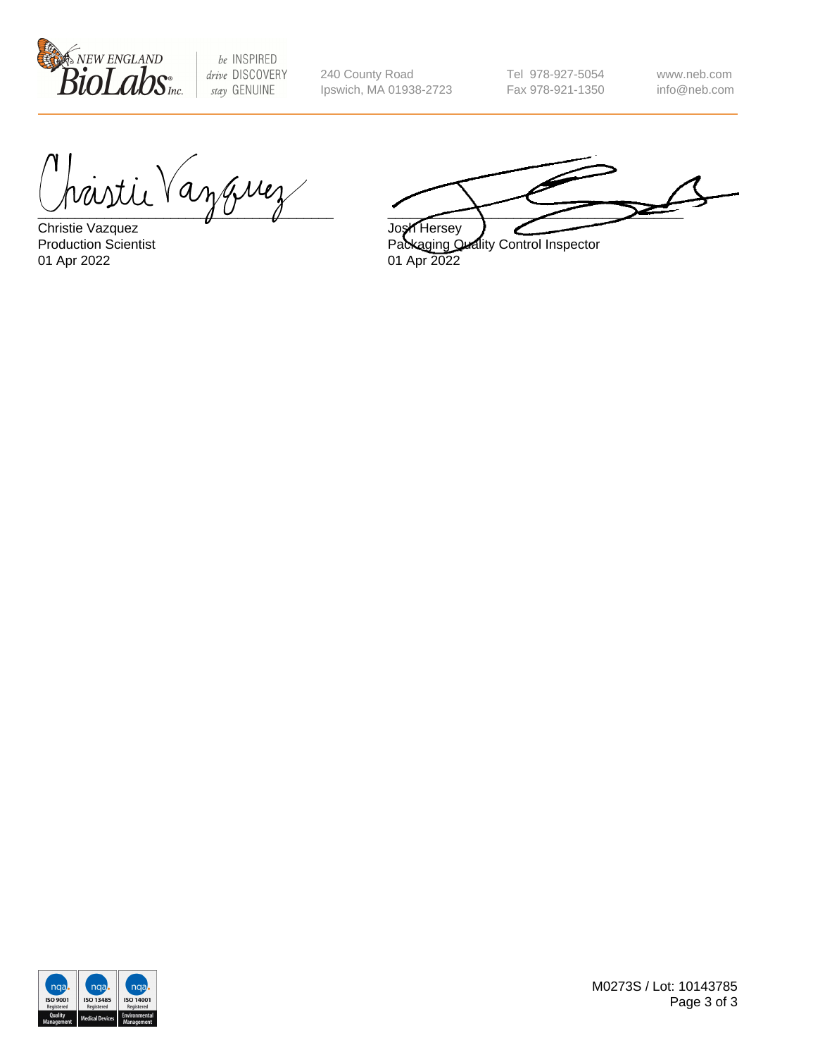Christie Vazquez
Production Scientist
01 Apr 2022

Josh Hersey
Packaging Quality Control Inspector
01 Apr 2022

M0273S / Lot: 10143785